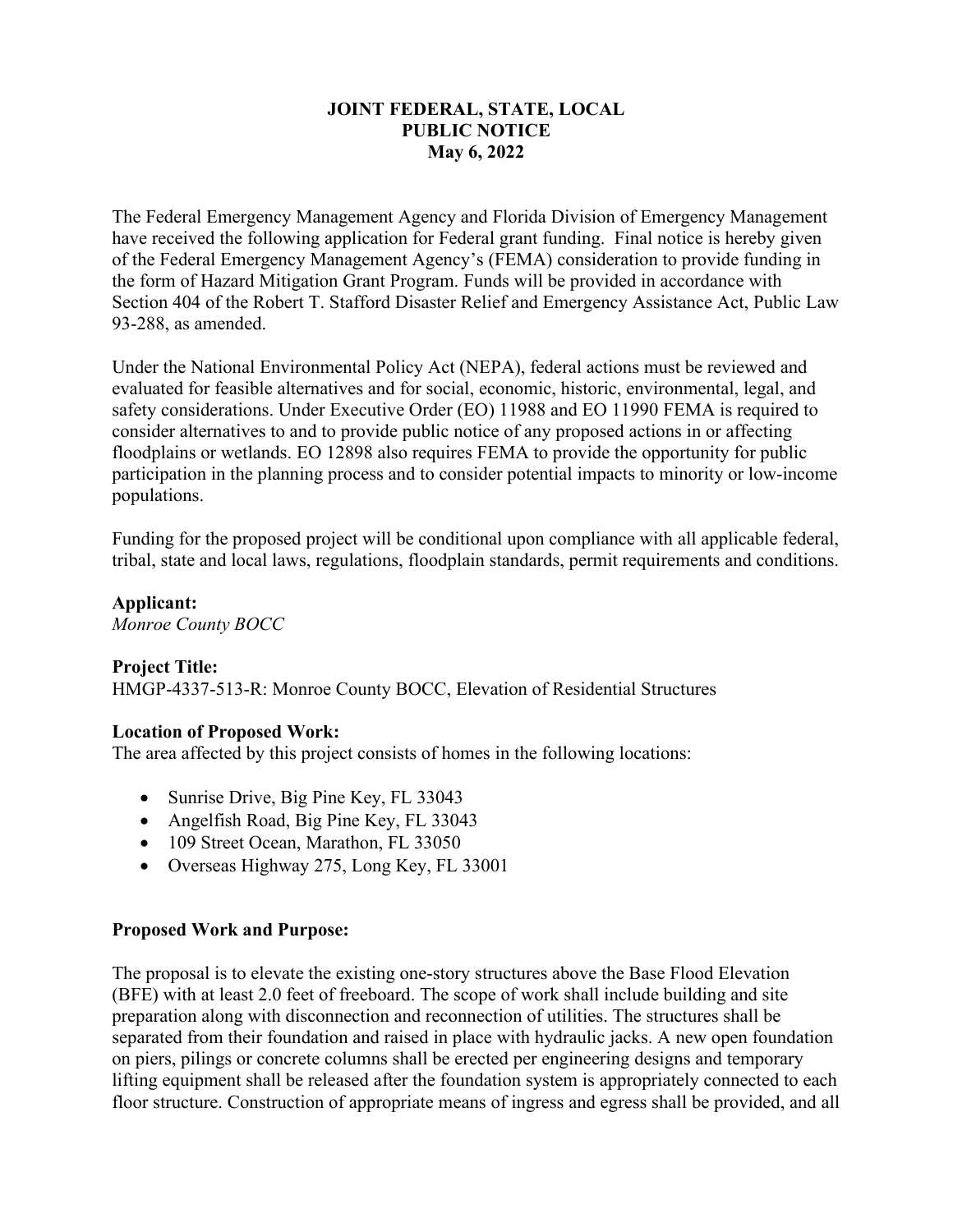**JOINT FEDERAL, STATE, LOCAL**
**PUBLIC NOTICE**
**May 6, 2022**

The Federal Emergency Management Agency and Florida Division of Emergency Management have received the following application for Federal grant funding. Final notice is hereby given of the Federal Emergency Management Agency's (FEMA) consideration to provide funding in the form of Hazard Mitigation Grant Program. Funds will be provided in accordance with Section 404 of the Robert T. Stafford Disaster Relief and Emergency Assistance Act, Public Law 93-288, as amended.

Under the National Environmental Policy Act (NEPA), federal actions must be reviewed and evaluated for feasible alternatives and for social, economic, historic, environmental, legal, and safety considerations. Under Executive Order (EO) 11988 and EO 11990 FEMA is required to consider alternatives to and to provide public notice of any proposed actions in or affecting floodplains or wetlands. EO 12898 also requires FEMA to provide the opportunity for public participation in the planning process and to consider potential impacts to minority or low-income populations.

Funding for the proposed project will be conditional upon compliance with all applicable federal, tribal, state and local laws, regulations, floodplain standards, permit requirements and conditions.

**Applicant:**
*Monroe County BOCC*

**Project Title:**
HMGP-4337-513-R: Monroe County BOCC, Elevation of Residential Structures

**Location of Proposed Work:**
The area affected by this project consists of homes in the following locations:

- Sunrise Drive, Big Pine Key, FL 33043
- Angelfish Road, Big Pine Key, FL 33043
- 109 Street Ocean, Marathon, FL 33050
- Overseas Highway 275, Long Key, FL 33001

**Proposed Work and Purpose:**

The proposal is to elevate the existing one-story structures above the Base Flood Elevation (BFE) with at least 2.0 feet of freeboard. The scope of work shall include building and site preparation along with disconnection and reconnection of utilities. The structures shall be separated from their foundation and raised in place with hydraulic jacks. A new open foundation on piers, pilings or concrete columns shall be erected per engineering designs and temporary lifting equipment shall be released after the foundation system is appropriately connected to each floor structure. Construction of appropriate means of ingress and egress shall be provided, and all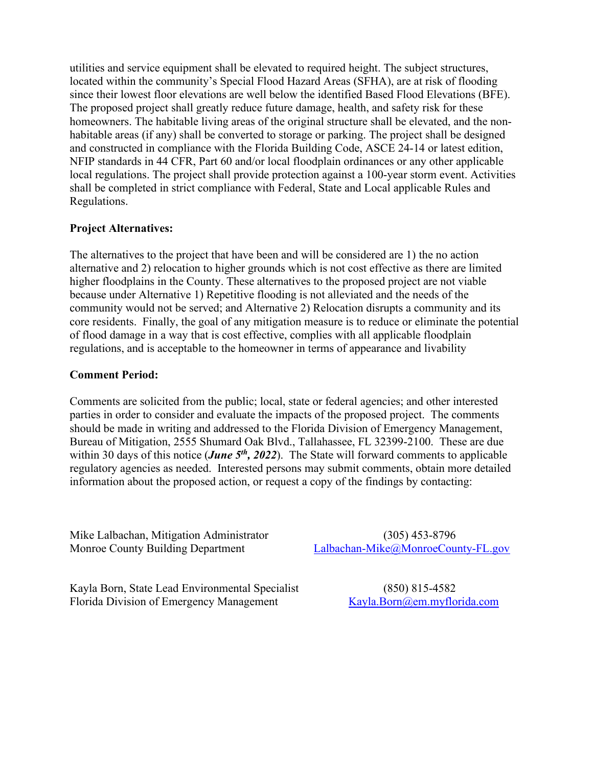utilities and service equipment shall be elevated to required height. The subject structures, located within the community's Special Flood Hazard Areas (SFHA), are at risk of flooding since their lowest floor elevations are well below the identified Based Flood Elevations (BFE). The proposed project shall greatly reduce future damage, health, and safety risk for these homeowners. The habitable living areas of the original structure shall be elevated, and the non-habitable areas (if any) shall be converted to storage or parking. The project shall be designed and constructed in compliance with the Florida Building Code, ASCE 24-14 or latest edition, NFIP standards in 44 CFR, Part 60 and/or local floodplain ordinances or any other applicable local regulations. The project shall provide protection against a 100-year storm event. Activities shall be completed in strict compliance with Federal, State and Local applicable Rules and Regulations.

**Project Alternatives:**

The alternatives to the project that have been and will be considered are 1) the no action alternative and 2) relocation to higher grounds which is not cost effective as there are limited higher floodplains in the County. These alternatives to the proposed project are not viable because under Alternative 1) Repetitive flooding is not alleviated and the needs of the community would not be served; and Alternative 2) Relocation disrupts a community and its core residents. Finally, the goal of any mitigation measure is to reduce or eliminate the potential of flood damage in a way that is cost effective, complies with all applicable floodplain regulations, and is acceptable to the homeowner in terms of appearance and livability

**Comment Period:**

Comments are solicited from the public; local, state or federal agencies; and other interested parties in order to consider and evaluate the impacts of the proposed project. The comments should be made in writing and addressed to the Florida Division of Emergency Management, Bureau of Mitigation, 2555 Shumard Oak Blvd., Tallahassee, FL 32399-2100. These are due within 30 days of this notice (***June 5th, 2022***). The State will forward comments to applicable regulatory agencies as needed. Interested persons may submit comments, obtain more detailed information about the proposed action, or request a copy of the findings by contacting:

Mike Lalbachan, Mitigation Administrator
Monroe County Building Department
(305) 453-8796
Lalbachan-Mike@MonroeCounty-FL.gov

Kayla Born, State Lead Environmental Specialist
Florida Division of Emergency Management
(850) 815-4582
Kayla.Born@em.myflorida.com